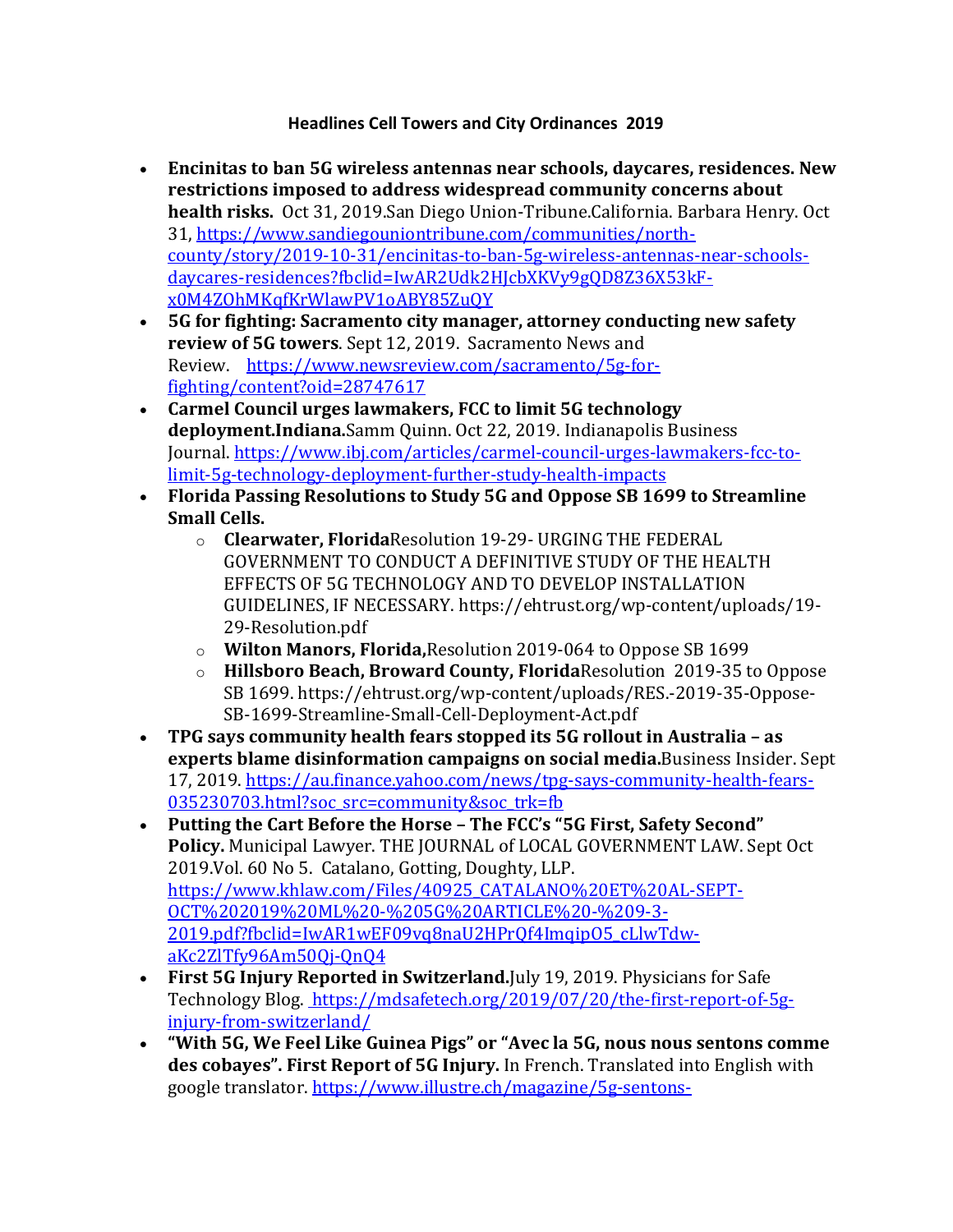# Headlines Cell Towers and City Ordinances 2019

- **Encinitas to ban 5G wireless antennas near schools, daycares, residences. New restrictions imposed to address widespread community concerns about health risks.** Oct 31, 2019.San Diego Union-Tribune.California. Barbara Henry. Oct 31, https://www.sandiegouniontribune.com/communities/north-county/story/2019-10-31/encinitas-to-ban-5g-wireless-antennas-near-schools-daycares-residences?fbclid=IwAR2Udk2HJcbXKVy9gQD8Z36X53kF-x0M4ZOhMKqfKrWlawPV1oABY85ZuQY
- **5G for fighting: Sacramento city manager, attorney conducting new safety review of 5G towers**. Sept 12, 2019. Sacramento News and Review. https://www.newsreview.com/sacramento/5g-for-fighting/content?oid=28747617
- **Carmel Council urges lawmakers, FCC to limit 5G technology deployment.Indiana.**Samm Quinn. Oct 22, 2019. Indianapolis Business Journal. https://www.ibj.com/articles/carmel-council-urges-lawmakers-fcc-to-limit-5g-technology-deployment-further-study-health-impacts
- **Florida Passing Resolutions to Study 5G and Oppose SB 1699 to Streamline Small Cells.**
    - **Clearwater, Florida**Resolution 19-29- URGING THE FEDERAL GOVERNMENT TO CONDUCT A DEFINITIVE STUDY OF THE HEALTH EFFECTS OF 5G TECHNOLOGY AND TO DEVELOP INSTALLATION GUIDELINES, IF NECESSARY. https://ehtrust.org/wp-content/uploads/19-29-Resolution.pdf
    - **Wilton Manors, Florida,**Resolution 2019-064 to Oppose SB 1699
    - **Hillsboro Beach, Broward County, Florida**Resolution 2019-35 to Oppose SB 1699. https://ehtrust.org/wp-content/uploads/RES.-2019-35-Oppose-SB-1699-Streamline-Small-Cell-Deployment-Act.pdf
- **TPG says community health fears stopped its 5G rollout in Australia – as experts blame disinformation campaigns on social media.**Business Insider. Sept 17, 2019. https://au.finance.yahoo.com/news/tpg-says-community-health-fears-035230703.html?soc_src=community&soc_trk=fb
- **Putting the Cart Before the Horse – The FCC's "5G First, Safety Second" Policy.** Municipal Lawyer. THE JOURNAL of LOCAL GOVERNMENT LAW. Sept Oct 2019.Vol. 60 No 5. Catalano, Gotting, Doughty, LLP. https://www.khlaw.com/Files/40925_CATALANO%20ET%20AL-SEPT-OCT%202019%20ML%20-%205G%20ARTICLE%20-%209-3-2019.pdf?fbclid=IwAR1wEF09vq8naU2HPrQf4ImqipO5_cLlwTdw-aKc2ZlTfy96Am50Qj-QnQ4
- **First 5G Injury Reported in Switzerland.**July 19, 2019. Physicians for Safe Technology Blog. https://mdsafetech.org/2019/07/20/the-first-report-of-5g-injury-from-switzerland/
- **"With 5G, We Feel Like Guinea Pigs" or "Avec la 5G, nous nous sentons comme des cobayes". First Report of 5G Injury.** In French. Translated into English with google translator. https://www.illustre.ch/magazine/5g-sentons-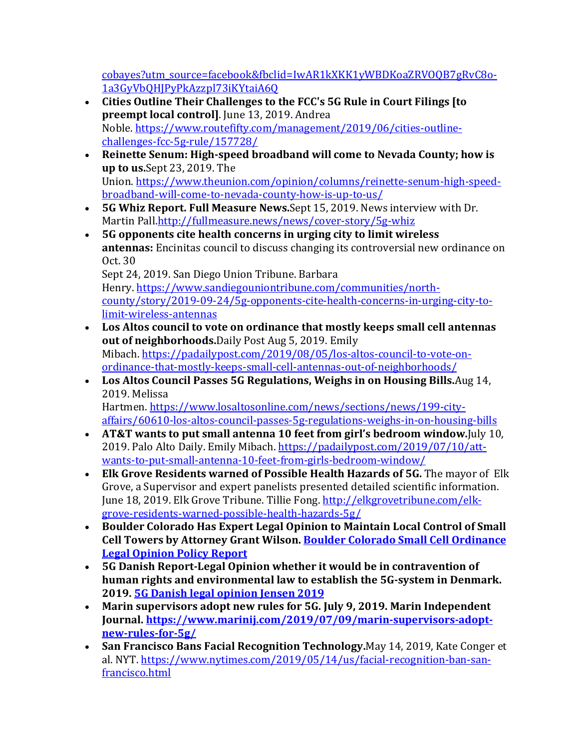cobayes?utm_source=facebook&fbclid=IwAR1kXKK1yWBDKoaZRVOQB7gRvC8o-1a3GyVbQHJPyPkAzzpl73iKYtaiA6Q

- **Cities Outline Their Challenges to the FCC's 5G Rule in Court Filings [to preempt local control]**. June 13, 2019. Andrea Noble. https://www.routefifty.com/management/2019/06/cities-outline-challenges-fcc-5g-rule/157728/
- **Reinette Senum: High-speed broadband will come to Nevada County; how is up to us.**Sept 23, 2019. The Union. https://www.theunion.com/opinion/columns/reinette-senum-high-speed-broadband-will-come-to-nevada-county-how-is-up-to-us/
- **5G Whiz Report. Full Measure News.**Sept 15, 2019. News interview with Dr. Martin Pall.http://fullmeasure.news/news/cover-story/5g-whiz
- **5G opponents cite health concerns in urging city to limit wireless antennas:** Encinitas council to discuss changing its controversial new ordinance on Oct. 30

  Sept 24, 2019. San Diego Union Tribune. Barbara Henry. https://www.sandiegouniontribune.com/communities/north-county/story/2019-09-24/5g-opponents-cite-health-concerns-in-urging-city-to-limit-wireless-antennas
- **Los Altos council to vote on ordinance that mostly keeps small cell antennas out of neighborhoods.**Daily Post Aug 5, 2019. Emily Mibach. https://padailypost.com/2019/08/05/los-altos-council-to-vote-on-ordinance-that-mostly-keeps-small-cell-antennas-out-of-neighborhoods/
- **Los Altos Council Passes 5G Regulations, Weighs in on Housing Bills.**Aug 14, 2019. Melissa Hartmen. https://www.losaltosonline.com/news/sections/news/199-city-affairs/60610-los-altos-council-passes-5g-regulations-weighs-in-on-housing-bills
- **AT&T wants to put small antenna 10 feet from girl's bedroom window.**July 10, 2019. Palo Alto Daily. Emily Mibach. https://padailypost.com/2019/07/10/att-wants-to-put-small-antenna-10-feet-from-girls-bedroom-window/
- **Elk Grove Residents warned of Possible Health Hazards of 5G.** The mayor of Elk Grove, a Supervisor and expert panelists presented detailed scientific information. June 18, 2019. Elk Grove Tribune. Tillie Fong. http://elkgrovetribune.com/elk-grove-residents-warned-possible-health-hazards-5g/
- **Boulder Colorado Has Expert Legal Opinion to Maintain Local Control of Small Cell Towers by Attorney Grant Wilson. Boulder Colorado Small Cell Ordinance Legal Opinion Policy Report**
- **5G Danish Report-Legal Opinion whether it would be in contravention of human rights and environmental law to establish the 5G-system in Denmark. 2019. 5G Danish legal opinion Jensen 2019**
- **Marin supervisors adopt new rules for 5G. July 9, 2019. Marin Independent Journal. https://www.marinij.com/2019/07/09/marin-supervisors-adopt-new-rules-for-5g/**
- **San Francisco Bans Facial Recognition Technology.**May 14, 2019, Kate Conger et al. NYT. https://www.nytimes.com/2019/05/14/us/facial-recognition-ban-san-francisco.html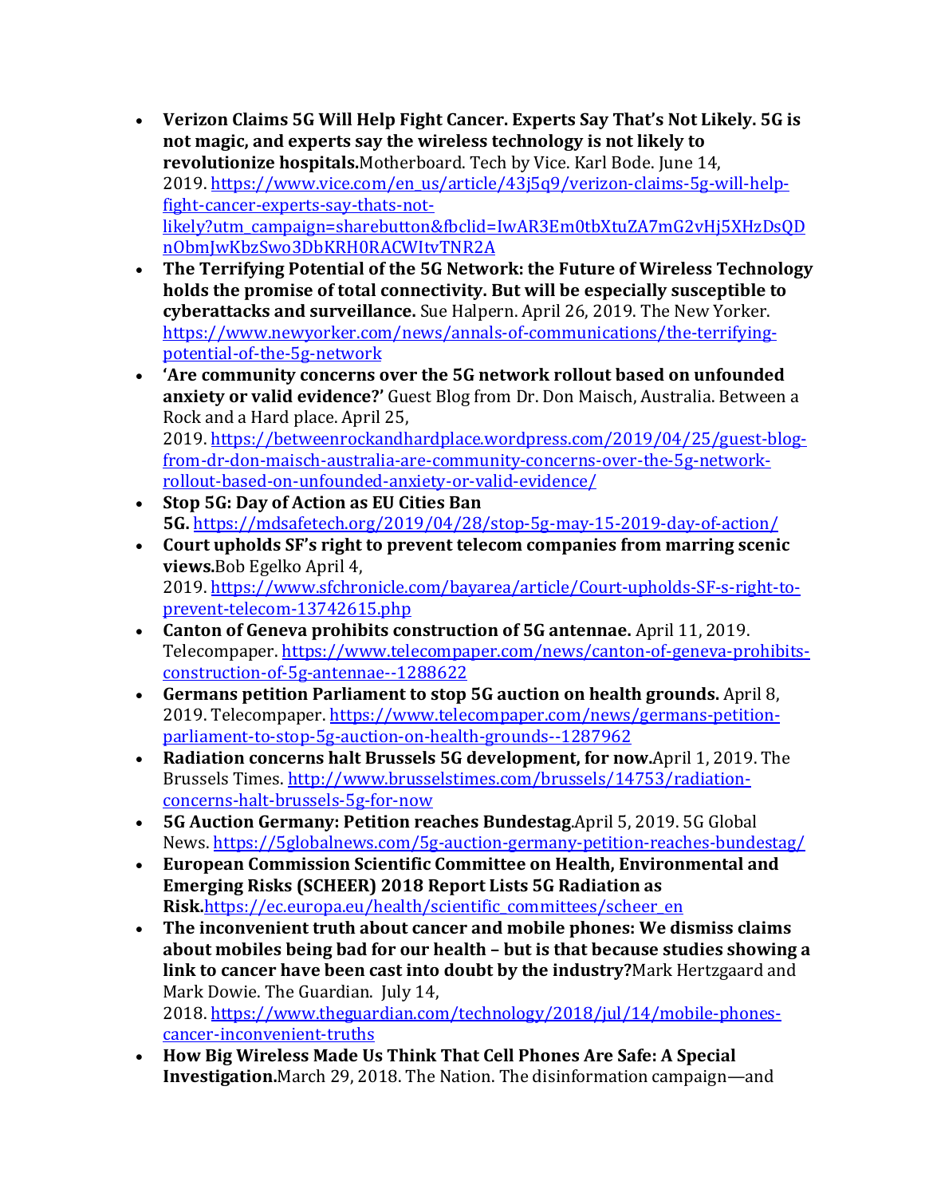- **Verizon Claims 5G Will Help Fight Cancer. Experts Say That's Not Likely. 5G is not magic, and experts say the wireless technology is not likely to revolutionize hospitals.**Motherboard. Tech by Vice. Karl Bode. June 14, 2019. https://www.vice.com/en_us/article/43j5q9/verizon-claims-5g-will-help-fight-cancer-experts-say-thats-not-likely?utm_campaign=sharebutton&fbclid=IwAR3Em0tbXtuZA7mG2vHj5XHzDsQDnObmJwKbzSwo3DbKRH0RACWItvTNR2A
- **The Terrifying Potential of the 5G Network: the Future of Wireless Technology holds the promise of total connectivity. But will be especially susceptible to cyberattacks and surveillance.** Sue Halpern. April 26, 2019. The New Yorker. https://www.newyorker.com/news/annals-of-communications/the-terrifying-potential-of-the-5g-network
- **'Are community concerns over the 5G network rollout based on unfounded anxiety or valid evidence?'** Guest Blog from Dr. Don Maisch, Australia. Between a Rock and a Hard place. April 25, 2019. https://betweenrockandhardplace.wordpress.com/2019/04/25/guest-blog-from-dr-don-maisch-australia-are-community-concerns-over-the-5g-network-rollout-based-on-unfounded-anxiety-or-valid-evidence/
- **Stop 5G: Day of Action as EU Cities Ban 5G.** https://mdsafetech.org/2019/04/28/stop-5g-may-15-2019-day-of-action/
- **Court upholds SF's right to prevent telecom companies from marring scenic views.**Bob Egelko April 4, 2019. https://www.sfchronicle.com/bayarea/article/Court-upholds-SF-s-right-to-prevent-telecom-13742615.php
- **Canton of Geneva prohibits construction of 5G antennae.** April 11, 2019. Telecompaper. https://www.telecompaper.com/news/canton-of-geneva-prohibits-construction-of-5g-antennae--1288622
- **Germans petition Parliament to stop 5G auction on health grounds.** April 8, 2019. Telecompaper. https://www.telecompaper.com/news/germans-petition-parliament-to-stop-5g-auction-on-health-grounds--1287962
- **Radiation concerns halt Brussels 5G development, for now.**April 1, 2019. The Brussels Times. http://www.brusselstimes.com/brussels/14753/radiation-concerns-halt-brussels-5g-for-now
- **5G Auction Germany: Petition reaches Bundestag.**April 5, 2019. 5G Global News. https://5globalnews.com/5g-auction-germany-petition-reaches-bundestag/
- **European Commission Scientific Committee on Health, Environmental and Emerging Risks (SCHEER) 2018 Report Lists 5G Radiation as Risk.**https://ec.europa.eu/health/scientific_committees/scheer_en
- **The inconvenient truth about cancer and mobile phones: We dismiss claims about mobiles being bad for our health – but is that because studies showing a link to cancer have been cast into doubt by the industry?**Mark Hertzgaard and Mark Dowie. The Guardian. July 14, 2018. https://www.theguardian.com/technology/2018/jul/14/mobile-phones-cancer-inconvenient-truths
- **How Big Wireless Made Us Think That Cell Phones Are Safe: A Special Investigation.**March 29, 2018. The Nation. The disinformation campaign—and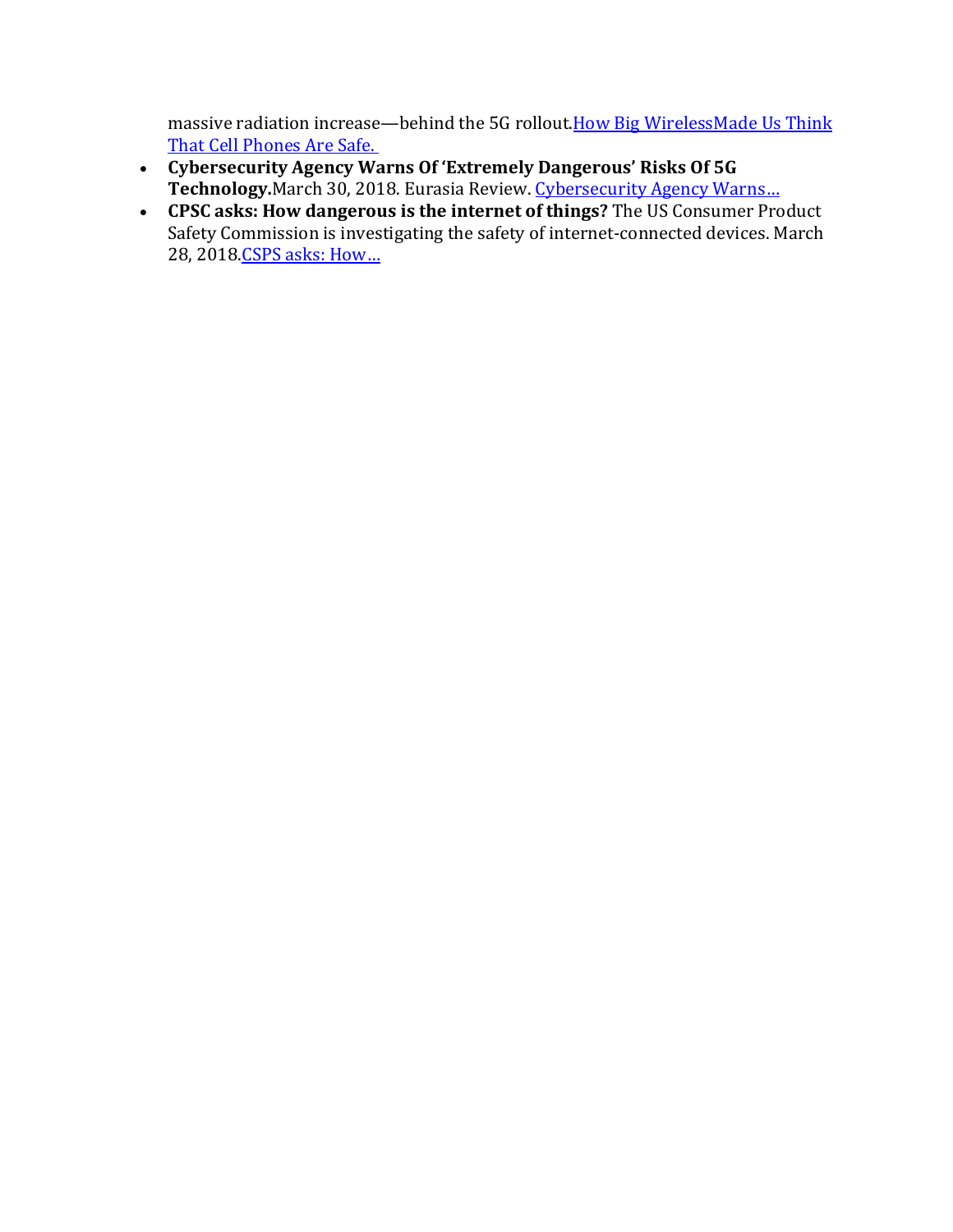massive radiation increase—behind the 5G rollout.How Big WirelessMade Us Think That Cell Phones Are Safe.

- **Cybersecurity Agency Warns Of 'Extremely Dangerous' Risks Of 5G Technology.**March 30, 2018. Eurasia Review. Cybersecurity Agency Warns…
- **CPSC asks: How dangerous is the internet of things?** The US Consumer Product Safety Commission is investigating the safety of internet-connected devices. March 28, 2018.CSPS asks: How…